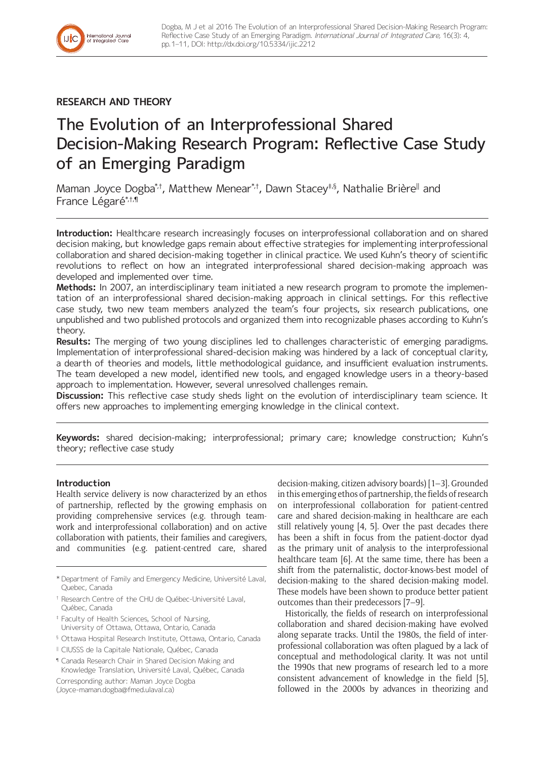RESEARCH AND THEORY

# The Evolution of an Interprofessional Shared Decision-Making Research Program: Reflective Case Study of an Emerging Paradigm

Maman Joyce Dogba[*,†], Matthew Menear[*,†], Dawn Stacey[‡,§], Nathalie Brière[||] and France Légaré[*,†,¶]

**Introduction:** Healthcare research increasingly focuses on interprofessional collaboration and on shared decision making, but knowledge gaps remain about effective strategies for implementing interprofessional collaboration and shared decision-making together in clinical practice. We used Kuhn's theory of scientific revolutions to reflect on how an integrated interprofessional shared decision-making approach was developed and implemented over time.

**Methods:** In 2007, an interdisciplinary team initiated a new research program to promote the implementation of an interprofessional shared decision-making approach in clinical settings. For this reflective case study, two new team members analyzed the team's four projects, six research publications, one unpublished and two published protocols and organized them into recognizable phases according to Kuhn's theory.

**Results:** The merging of two young disciplines led to challenges characteristic of emerging paradigms. Implementation of interprofessional shared-decision making was hindered by a lack of conceptual clarity, a dearth of theories and models, little methodological guidance, and insufficient evaluation instruments. The team developed a new model, identified new tools, and engaged knowledge users in a theory-based approach to implementation. However, several unresolved challenges remain.

**Discussion:** This reflective case study sheds light on the evolution of interdisciplinary team science. It offers new approaches to implementing emerging knowledge in the clinical context.

**Keywords:** shared decision-making; interprofessional; primary care; knowledge construction; Kuhn's theory; reflective case study

## Introduction

Health service delivery is now characterized by an ethos of partnership, reflected by the growing emphasis on providing comprehensive services (e.g. through teamwork and interprofessional collaboration) and on active collaboration with patients, their families and caregivers, and communities (e.g. patient-centred care, shared decision-making, citizen advisory boards) [1–3]. Grounded in this emerging ethos of partnership, the fields of research on interprofessional collaboration for patient-centred care and shared decision-making in healthcare are each still relatively young [4, 5]. Over the past decades there has been a shift in focus from the patient-doctor dyad as the primary unit of analysis to the interprofessional healthcare team [6]. At the same time, there has been a shift from the paternalistic, doctor-knows-best model of decision-making to the shared decision-making model. These models have been shown to produce better patient outcomes than their predecessors [7–9].

Historically, the fields of research on interprofessional collaboration and shared decision-making have evolved along separate tracks. Until the 1980s, the field of interprofessional collaboration was often plagued by a lack of conceptual and methodological clarity. It was not until the 1990s that new programs of research led to a more consistent advancement of knowledge in the field [5], followed in the 2000s by advances in theorizing and

[*] Department of Family and Emergency Medicine, Université Laval, Quebec, Canada

[†] Research Centre of the CHU de Québec-Université Laval, Québec, Canada

[‡] Faculty of Health Sciences, School of Nursing, University of Ottawa, Ottawa, Ontario, Canada

[§] Ottawa Hospital Research Institute, Ottawa, Ontario, Canada

[||] CIUSSS de la Capitale Nationale, Québec, Canada

[¶] Canada Research Chair in Shared Decision Making and Knowledge Translation, Université Laval, Québec, Canada

Corresponding author: Maman Joyce Dogba (Joyce-maman.dogba@fmed.ulaval.ca)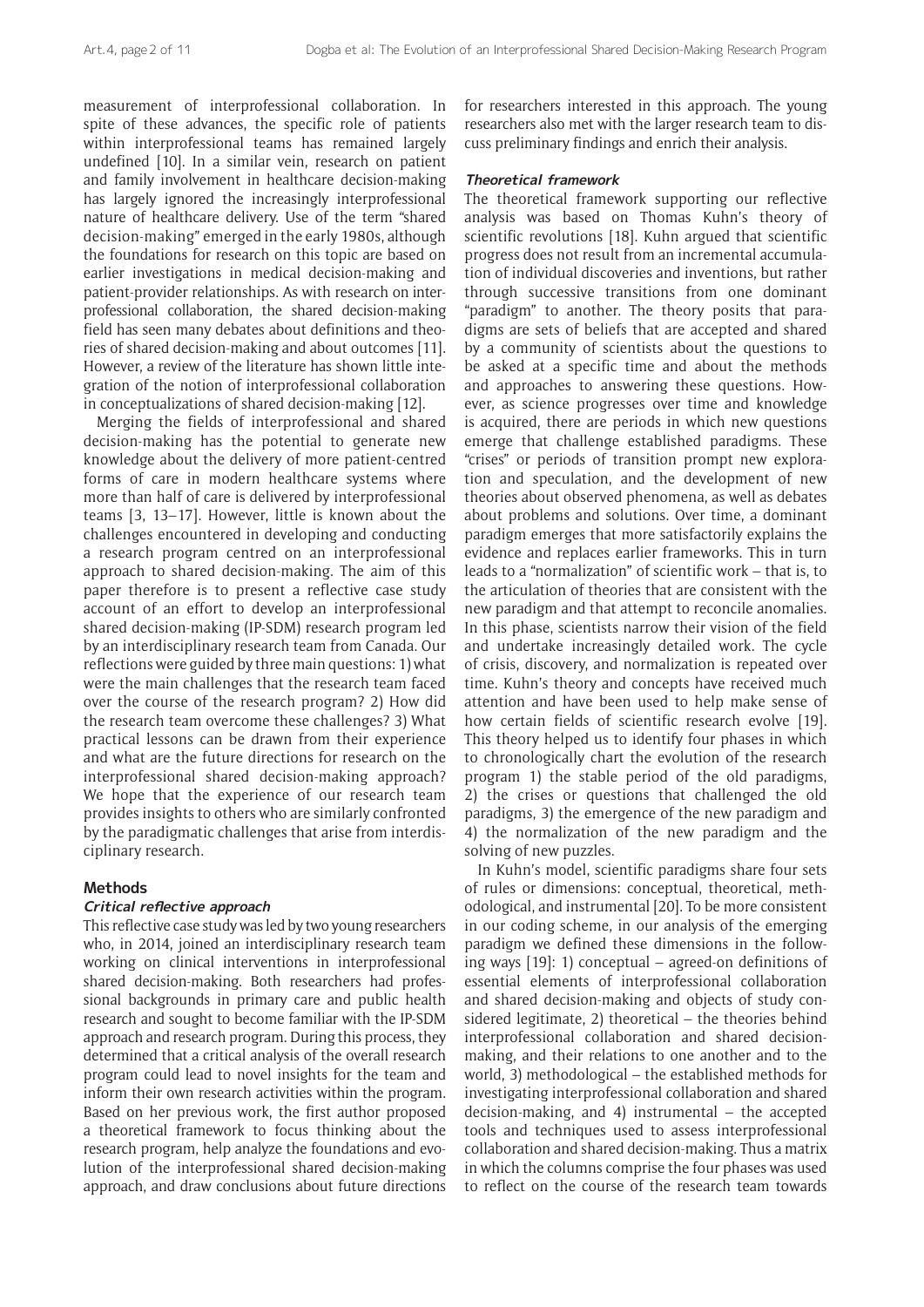measurement of interprofessional collaboration. In spite of these advances, the specific role of patients within interprofessional teams has remained largely undefined [10]. In a similar vein, research on patient and family involvement in healthcare decision-making has largely ignored the increasingly interprofessional nature of healthcare delivery. Use of the term "shared decision-making" emerged in the early 1980s, although the foundations for research on this topic are based on earlier investigations in medical decision-making and patient-provider relationships. As with research on interprofessional collaboration, the shared decision-making field has seen many debates about definitions and theories of shared decision-making and about outcomes [11]. However, a review of the literature has shown little integration of the notion of interprofessional collaboration in conceptualizations of shared decision-making [12].

Merging the fields of interprofessional and shared decision-making has the potential to generate new knowledge about the delivery of more patient-centred forms of care in modern healthcare systems where more than half of care is delivered by interprofessional teams [3, 13–17]. However, little is known about the challenges encountered in developing and conducting a research program centred on an interprofessional approach to shared decision-making. The aim of this paper therefore is to present a reflective case study account of an effort to develop an interprofessional shared decision-making (IP-SDM) research program led by an interdisciplinary research team from Canada. Our reflections were guided by three main questions: 1) what were the main challenges that the research team faced over the course of the research program? 2) How did the research team overcome these challenges? 3) What practical lessons can be drawn from their experience and what are the future directions for research on the interprofessional shared decision-making approach? We hope that the experience of our research team provides insights to others who are similarly confronted by the paradigmatic challenges that arise from interdisciplinary research.

## Methods

### *Critical reflective approach*

This reflective case study was led by two young researchers who, in 2014, joined an interdisciplinary research team working on clinical interventions in interprofessional shared decision-making. Both researchers had professional backgrounds in primary care and public health research and sought to become familiar with the IP-SDM approach and research program. During this process, they determined that a critical analysis of the overall research program could lead to novel insights for the team and inform their own research activities within the program. Based on her previous work, the first author proposed a theoretical framework to focus thinking about the research program, help analyze the foundations and evolution of the interprofessional shared decision-making approach, and draw conclusions about future directions for researchers interested in this approach. The young researchers also met with the larger research team to discuss preliminary findings and enrich their analysis.

### *Theoretical framework*

The theoretical framework supporting our reflective analysis was based on Thomas Kuhn's theory of scientific revolutions [18]. Kuhn argued that scientific progress does not result from an incremental accumulation of individual discoveries and inventions, but rather through successive transitions from one dominant "paradigm" to another. The theory posits that paradigms are sets of beliefs that are accepted and shared by a community of scientists about the questions to be asked at a specific time and about the methods and approaches to answering these questions. However, as science progresses over time and knowledge is acquired, there are periods in which new questions emerge that challenge established paradigms. These "crises" or periods of transition prompt new exploration and speculation, and the development of new theories about observed phenomena, as well as debates about problems and solutions. Over time, a dominant paradigm emerges that more satisfactorily explains the evidence and replaces earlier frameworks. This in turn leads to a "normalization" of scientific work – that is, to the articulation of theories that are consistent with the new paradigm and that attempt to reconcile anomalies. In this phase, scientists narrow their vision of the field and undertake increasingly detailed work. The cycle of crisis, discovery, and normalization is repeated over time. Kuhn's theory and concepts have received much attention and have been used to help make sense of how certain fields of scientific research evolve [19]. This theory helped us to identify four phases in which to chronologically chart the evolution of the research program 1) the stable period of the old paradigms, 2) the crises or questions that challenged the old paradigms, 3) the emergence of the new paradigm and 4) the normalization of the new paradigm and the solving of new puzzles.

In Kuhn's model, scientific paradigms share four sets of rules or dimensions: conceptual, theoretical, methodological, and instrumental [20]. To be more consistent in our coding scheme, in our analysis of the emerging paradigm we defined these dimensions in the following ways [19]: 1) conceptual – agreed-on definitions of essential elements of interprofessional collaboration and shared decision-making and objects of study considered legitimate, 2) theoretical – the theories behind interprofessional collaboration and shared decision-making, and their relations to one another and to the world, 3) methodological – the established methods for investigating interprofessional collaboration and shared decision-making, and 4) instrumental – the accepted tools and techniques used to assess interprofessional collaboration and shared decision-making. Thus a matrix in which the columns comprise the four phases was used to reflect on the course of the research team towards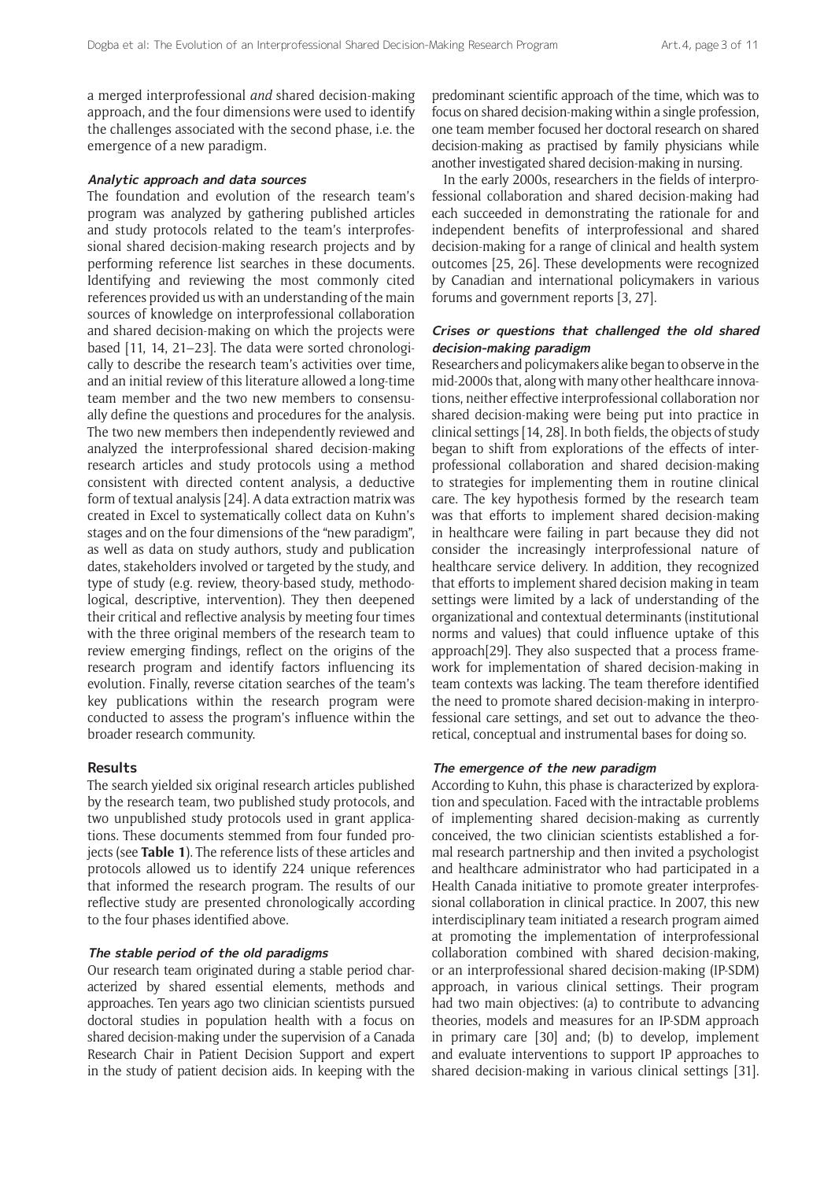a merged interprofessional *and* shared decision-making approach, and the four dimensions were used to identify the challenges associated with the second phase, i.e. the emergence of a new paradigm.

### *Analytic approach and data sources*

The foundation and evolution of the research team's program was analyzed by gathering published articles and study protocols related to the team's interprofessional shared decision-making research projects and by performing reference list searches in these documents. Identifying and reviewing the most commonly cited references provided us with an understanding of the main sources of knowledge on interprofessional collaboration and shared decision-making on which the projects were based [11, 14, 21–23]. The data were sorted chronologically to describe the research team's activities over time, and an initial review of this literature allowed a long-time team member and the two new members to consensually define the questions and procedures for the analysis. The two new members then independently reviewed and analyzed the interprofessional shared decision-making research articles and study protocols using a method consistent with directed content analysis, a deductive form of textual analysis [24]. A data extraction matrix was created in Excel to systematically collect data on Kuhn's stages and on the four dimensions of the "new paradigm", as well as data on study authors, study and publication dates, stakeholders involved or targeted by the study, and type of study (e.g. review, theory-based study, methodological, descriptive, intervention). They then deepened their critical and reflective analysis by meeting four times with the three original members of the research team to review emerging findings, reflect on the origins of the research program and identify factors influencing its evolution. Finally, reverse citation searches of the team's key publications within the research program were conducted to assess the program's influence within the broader research community.

## Results

The search yielded six original research articles published by the research team, two published study protocols, and two unpublished study protocols used in grant applications. These documents stemmed from four funded projects (see **Table 1**). The reference lists of these articles and protocols allowed us to identify 224 unique references that informed the research program. The results of our reflective study are presented chronologically according to the four phases identified above.

### *The stable period of the old paradigms*

Our research team originated during a stable period characterized by shared essential elements, methods and approaches. Ten years ago two clinician scientists pursued doctoral studies in population health with a focus on shared decision-making under the supervision of a Canada Research Chair in Patient Decision Support and expert in the study of patient decision aids. In keeping with the predominant scientific approach of the time, which was to focus on shared decision-making within a single profession, one team member focused her doctoral research on shared decision-making as practised by family physicians while another investigated shared decision-making in nursing.

In the early 2000s, researchers in the fields of interprofessional collaboration and shared decision-making had each succeeded in demonstrating the rationale for and independent benefits of interprofessional and shared decision-making for a range of clinical and health system outcomes [25, 26]. These developments were recognized by Canadian and international policymakers in various forums and government reports [3, 27].

### *Crises or questions that challenged the old shared decision-making paradigm*

Researchers and policymakers alike began to observe in the mid-2000s that, along with many other healthcare innovations, neither effective interprofessional collaboration nor shared decision-making were being put into practice in clinical settings [14, 28]. In both fields, the objects of study began to shift from explorations of the effects of interprofessional collaboration and shared decision-making to strategies for implementing them in routine clinical care. The key hypothesis formed by the research team was that efforts to implement shared decision-making in healthcare were failing in part because they did not consider the increasingly interprofessional nature of healthcare service delivery. In addition, they recognized that efforts to implement shared decision making in team settings were limited by a lack of understanding of the organizational and contextual determinants (institutional norms and values) that could influence uptake of this approach[29]. They also suspected that a process framework for implementation of shared decision-making in team contexts was lacking. The team therefore identified the need to promote shared decision-making in interprofessional care settings, and set out to advance the theoretical, conceptual and instrumental bases for doing so.

### *The emergence of the new paradigm*

According to Kuhn, this phase is characterized by exploration and speculation. Faced with the intractable problems of implementing shared decision-making as currently conceived, the two clinician scientists established a formal research partnership and then invited a psychologist and healthcare administrator who had participated in a Health Canada initiative to promote greater interprofessional collaboration in clinical practice. In 2007, this new interdisciplinary team initiated a research program aimed at promoting the implementation of interprofessional collaboration combined with shared decision-making, or an interprofessional shared decision-making (IP-SDM) approach, in various clinical settings. Their program had two main objectives: (a) to contribute to advancing theories, models and measures for an IP-SDM approach in primary care [30] and; (b) to develop, implement and evaluate interventions to support IP approaches to shared decision-making in various clinical settings [31].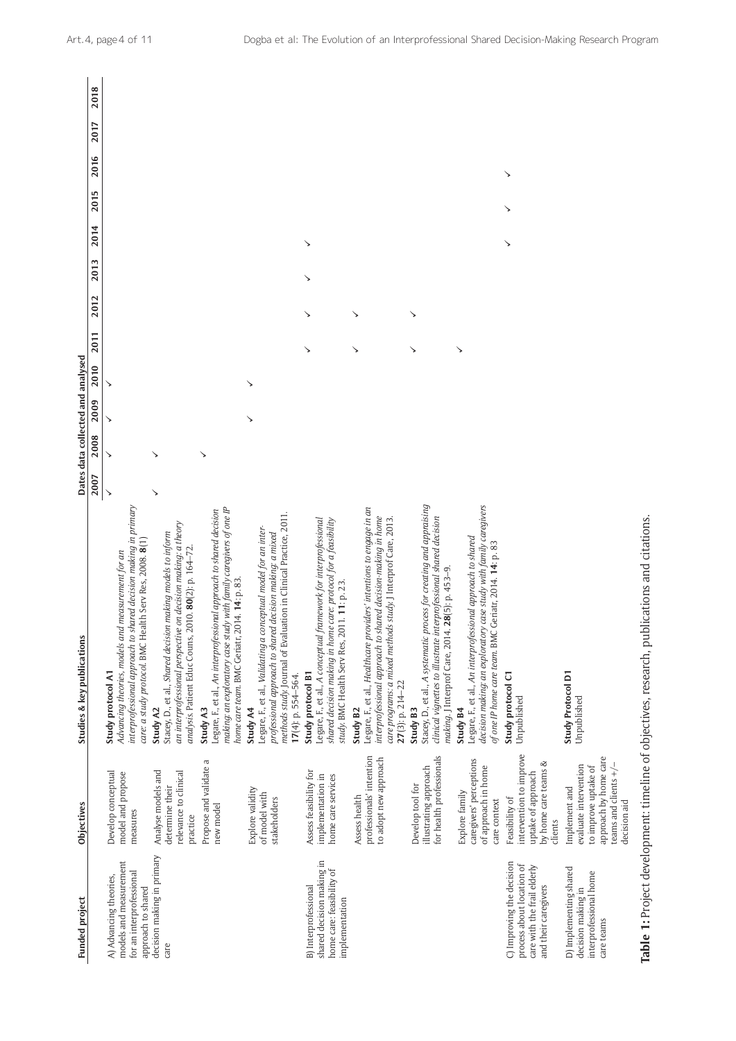| Funded project | Objectives | Studies & key publications | Dates data collected and analysed 2007 | 2008 | 2009 | 2010 | 2011 | 2012 | 2013 | 2014 | 2015 | 2016 | 2017 | 2018 |
|---|---|---|---|---|---|---|---|---|---|---|---|---|---|---|
| A) Advancing theories, models and measurement for an interprofessional approach to shared decision making in primary care | Develop conceptual model and propose measures | **Study protocol A1**<br>*Advancing theories, models and measurement for an interprofessional approach to shared decision making in primary care: a study protocol.* BMC Health Serv Res, 2008. **8**(1) | ✓ | ✓ | ✓ | ✓ | | | | | | | | |
| | Analyse models and determine their relevance to clinical practice | **Study A2**<br>Stacey, D., et al., *Shared decision making models to inform an interprofessional perspective on decision making: a theory analysis.* Patient Educ Couns, 2010. **80**(2): p. 164–72. | ✓ | ✓ | | | | | | | | | | |
| | Propose and validate a new model | **Study A3**<br>Legare, F., et al., *An interprofessional approach to shared decision making: an exploratory case study with family caregivers of one IP home care team.* BMC Geriatr, 2014. **14**: p. 83. | | ✓ | | | | | | | | | | |
| | Explore validity of model with stakeholders | **Study A4**<br>Legare, F., et al., *Validating a conceptual model for an inter-professional approach to shared decision making: a mixed methods study.* Journal of Evaluation in Clinical Practice, 2011. **17**(4): p. 554–564. | | | ✓ | ✓ | | | | | | | | |
| B) Interprofessional shared decision making in home care: feasibility of implementation | Assess feasibility for implementation in home care services | **Study protocol B1**<br>Legare, F., et al., *A conceptual framework for interprofessional shared decision making in home care: protocol for a feasibility study.* BMC Health Serv Res, 2011. **11**: p. 23. | | | | | ✓ | ✓ | ✓ | ✓ | | | | |
| | Assess health professionals' intention to adopt new approach | **Study B2**<br>Legare, F., et al., *Healthcare providers' intentions to engage in an interprofessional approach to shared decision-making in home care programs: a mixed methods study.* J Interprof Care, 2013. **27**(3): p. 214–22 | | | | | ✓ | ✓ | | | | | | |
| | Develop tool for illustrating approach for health professionals | **Study B3**<br>Stacey, D., et al., *A systematic process for creating and appraising clinical vignettes to illustrate interprofessional shared decision making.* J Interprof Care, 2014. **28**(5): p. 453–9. | | | | | ✓ | ✓ | | | | | | |
| | Explore family caregivers' perceptions of approach in home care context | **Study B4**<br>Legare, F., et al., *An interprofessional approach to shared decision making: an exploratory case study with family caregivers of one IP home care team.* BMC Geriatr, 2014. **14**: p. 83 | | | | | ✓ | | | | | | | |
| C) Improving the decision process about location of care with the frail elderly and their caregivers | Feasibility of intervention to improve uptake of approach by home care teams & clients | **Study protocol C1**<br>Unpublished | | | | | | | | ✓ | ✓ | ✓ | | |
| D) Implementing shared decision making in interprofessional home care teams | Implement and evaluate intervention to improve uptake of approach by home care teams and clients +/− decision aid | **Study Protocol D1**<br>Unpublished | | | | | | | | | | | | |

**Table 1:** Project development: timeline of objectives, research, publications and citations.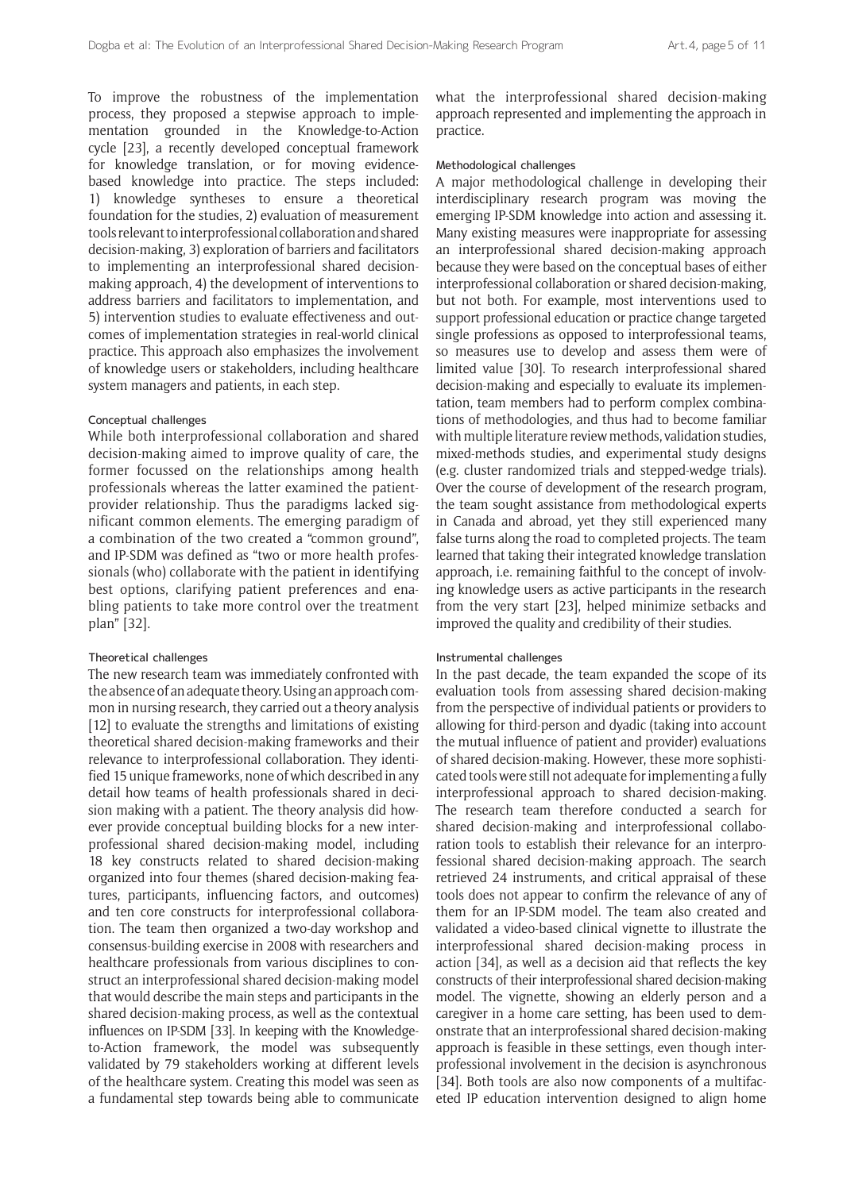To improve the robustness of the implementation process, they proposed a stepwise approach to implementation grounded in the Knowledge-to-Action cycle [23], a recently developed conceptual framework for knowledge translation, or for moving evidence-based knowledge into practice. The steps included: 1) knowledge syntheses to ensure a theoretical foundation for the studies, 2) evaluation of measurement tools relevant to interprofessional collaboration and shared decision-making, 3) exploration of barriers and facilitators to implementing an interprofessional shared decision-making approach, 4) the development of interventions to address barriers and facilitators to implementation, and 5) intervention studies to evaluate effectiveness and outcomes of implementation strategies in real-world clinical practice. This approach also emphasizes the involvement of knowledge users or stakeholders, including healthcare system managers and patients, in each step.

### Conceptual challenges

While both interprofessional collaboration and shared decision-making aimed to improve quality of care, the former focussed on the relationships among health professionals whereas the latter examined the patient-provider relationship. Thus the paradigms lacked significant common elements. The emerging paradigm of a combination of the two created a "common ground", and IP-SDM was defined as "two or more health professionals (who) collaborate with the patient in identifying best options, clarifying patient preferences and enabling patients to take more control over the treatment plan" [32].

### Theoretical challenges

The new research team was immediately confronted with the absence of an adequate theory. Using an approach common in nursing research, they carried out a theory analysis [12] to evaluate the strengths and limitations of existing theoretical shared decision-making frameworks and their relevance to interprofessional collaboration. They identified 15 unique frameworks, none of which described in any detail how teams of health professionals shared in decision making with a patient. The theory analysis did however provide conceptual building blocks for a new interprofessional shared decision-making model, including 18 key constructs related to shared decision-making organized into four themes (shared decision-making features, participants, influencing factors, and outcomes) and ten core constructs for interprofessional collaboration. The team then organized a two-day workshop and consensus-building exercise in 2008 with researchers and healthcare professionals from various disciplines to construct an interprofessional shared decision-making model that would describe the main steps and participants in the shared decision-making process, as well as the contextual influences on IP-SDM [33]. In keeping with the Knowledge-to-Action framework, the model was subsequently validated by 79 stakeholders working at different levels of the healthcare system. Creating this model was seen as a fundamental step towards being able to communicate what the interprofessional shared decision-making approach represented and implementing the approach in practice.

### Methodological challenges

A major methodological challenge in developing their interdisciplinary research program was moving the emerging IP-SDM knowledge into action and assessing it. Many existing measures were inappropriate for assessing an interprofessional shared decision-making approach because they were based on the conceptual bases of either interprofessional collaboration or shared decision-making, but not both. For example, most interventions used to support professional education or practice change targeted single professions as opposed to interprofessional teams, so measures use to develop and assess them were of limited value [30]. To research interprofessional shared decision-making and especially to evaluate its implementation, team members had to perform complex combinations of methodologies, and thus had to become familiar with multiple literature review methods, validation studies, mixed-methods studies, and experimental study designs (e.g. cluster randomized trials and stepped-wedge trials). Over the course of development of the research program, the team sought assistance from methodological experts in Canada and abroad, yet they still experienced many false turns along the road to completed projects. The team learned that taking their integrated knowledge translation approach, i.e. remaining faithful to the concept of involving knowledge users as active participants in the research from the very start [23], helped minimize setbacks and improved the quality and credibility of their studies.

### Instrumental challenges

In the past decade, the team expanded the scope of its evaluation tools from assessing shared decision-making from the perspective of individual patients or providers to allowing for third-person and dyadic (taking into account the mutual influence of patient and provider) evaluations of shared decision-making. However, these more sophisticated tools were still not adequate for implementing a fully interprofessional approach to shared decision-making. The research team therefore conducted a search for shared decision-making and interprofessional collaboration tools to establish their relevance for an interprofessional shared decision-making approach. The search retrieved 24 instruments, and critical appraisal of these tools does not appear to confirm the relevance of any of them for an IP-SDM model. The team also created and validated a video-based clinical vignette to illustrate the interprofessional shared decision-making process in action [34], as well as a decision aid that reflects the key constructs of their interprofessional shared decision-making model. The vignette, showing an elderly person and a caregiver in a home care setting, has been used to demonstrate that an interprofessional shared decision-making approach is feasible in these settings, even though interprofessional involvement in the decision is asynchronous [34]. Both tools are also now components of a multifaceted IP education intervention designed to align home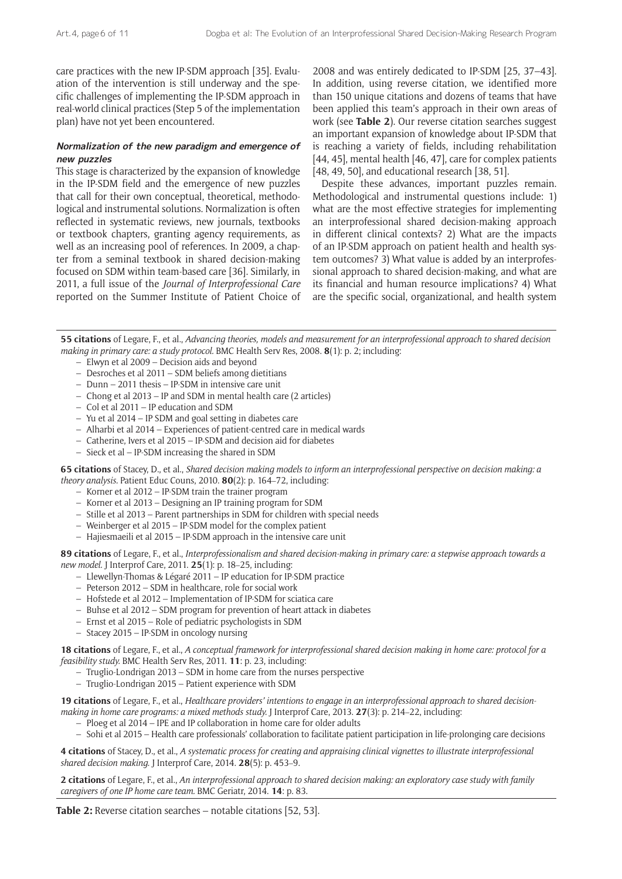care practices with the new IP-SDM approach [35]. Evaluation of the intervention is still underway and the specific challenges of implementing the IP-SDM approach in real-world clinical practices (Step 5 of the implementation plan) have not yet been encountered.

### *Normalization of the new paradigm and emergence of new puzzles*

This stage is characterized by the expansion of knowledge in the IP-SDM field and the emergence of new puzzles that call for their own conceptual, theoretical, methodological and instrumental solutions. Normalization is often reflected in systematic reviews, new journals, textbooks or textbook chapters, granting agency requirements, as well as an increasing pool of references. In 2009, a chapter from a seminal textbook in shared decision-making focused on SDM within team-based care [36]. Similarly, in 2011, a full issue of the *Journal of Interprofessional Care* reported on the Summer Institute of Patient Choice of 2008 and was entirely dedicated to IP-SDM [25, 37–43]. In addition, using reverse citation, we identified more than 150 unique citations and dozens of teams that have been applied this team's approach in their own areas of work (see **Table 2**). Our reverse citation searches suggest an important expansion of knowledge about IP-SDM that is reaching a variety of fields, including rehabilitation [44, 45], mental health [46, 47], care for complex patients [48, 49, 50], and educational research [38, 51].

Despite these advances, important puzzles remain. Methodological and instrumental questions include: 1) what are the most effective strategies for implementing an interprofessional shared decision-making approach in different clinical contexts? 2) What are the impacts of an IP-SDM approach on patient health and health system outcomes? 3) What value is added by an interprofessional approach to shared decision-making, and what are its financial and human resource implications? 4) What are the specific social, organizational, and health system

---

**55 citations** of Legare, F., et al., *Advancing theories, models and measurement for an interprofessional approach to shared decision making in primary care: a study protocol.* BMC Health Serv Res, 2008. **8**(1): p. 2; including:

- Elwyn et al 2009 – Decision aids and beyond
- Desroches et al 2011 – SDM beliefs among dietitians
- Dunn – 2011 thesis – IP-SDM in intensive care unit
- Chong et al 2013 – IP and SDM in mental health care (2 articles)
- Col et al 2011 – IP education and SDM
- Yu et al 2014 – IP SDM and goal setting in diabetes care
- Alharbi et al 2014 – Experiences of patient-centred care in medical wards
- Catherine, Ivers et al 2015 – IP-SDM and decision aid for diabetes
- Sieck et al – IP-SDM increasing the shared in SDM

**65 citations** of Stacey, D., et al., *Shared decision making models to inform an interprofessional perspective on decision making: a theory analysis.* Patient Educ Couns, 2010. **80**(2): p. 164–72, including:

- Korner et al 2012 – IP-SDM train the trainer program
- Korner et al 2013 – Designing an IP training program for SDM
- Stille et al 2013 – Parent partnerships in SDM for children with special needs
- Weinberger et al 2015 – IP-SDM model for the complex patient
- Hajiesmaeili et al 2015 – IP-SDM approach in the intensive care unit

**89 citations** of Legare, F., et al., *Interprofessionalism and shared decision-making in primary care: a stepwise approach towards a new model.* J Interprof Care, 2011. **25**(1): p. 18–25, including:

- Llewellyn-Thomas & Légaré 2011 – IP education for IP-SDM practice
- Peterson 2012 – SDM in healthcare, role for social work
- Hofstede et al 2012 – Implementation of IP-SDM for sciatica care
- Buhse et al 2012 – SDM program for prevention of heart attack in diabetes
- Ernst et al 2015 – Role of pediatric psychologists in SDM
- Stacey 2015 – IP-SDM in oncology nursing

**18 citations** of Legare, F., et al., *A conceptual framework for interprofessional shared decision making in home care: protocol for a feasibility study.* BMC Health Serv Res, 2011. **11**: p. 23, including:

- Truglio-Londrigan 2013 – SDM in home care from the nurses perspective
- Truglio-Londrigan 2015 – Patient experience with SDM

**19 citations** of Legare, F., et al., *Healthcare providers' intentions to engage in an interprofessional approach to shared decision-making in home care programs: a mixed methods study.* J Interprof Care, 2013. **27**(3): p. 214–22, including:

- Ploeg et al 2014 – IPE and IP collaboration in home care for older adults
- Sohi et al 2015 – Health care professionals' collaboration to facilitate patient participation in life-prolonging care decisions

**4 citations** of Stacey, D., et al., *A systematic process for creating and appraising clinical vignettes to illustrate interprofessional shared decision making.* J Interprof Care, 2014. **28**(5): p. 453–9.

**2 citations** of Legare, F., et al., *An interprofessional approach to shared decision making: an exploratory case study with family caregivers of one IP home care team.* BMC Geriatr, 2014. **14**: p. 83.

**Table 2:** Reverse citation searches – notable citations [52, 53].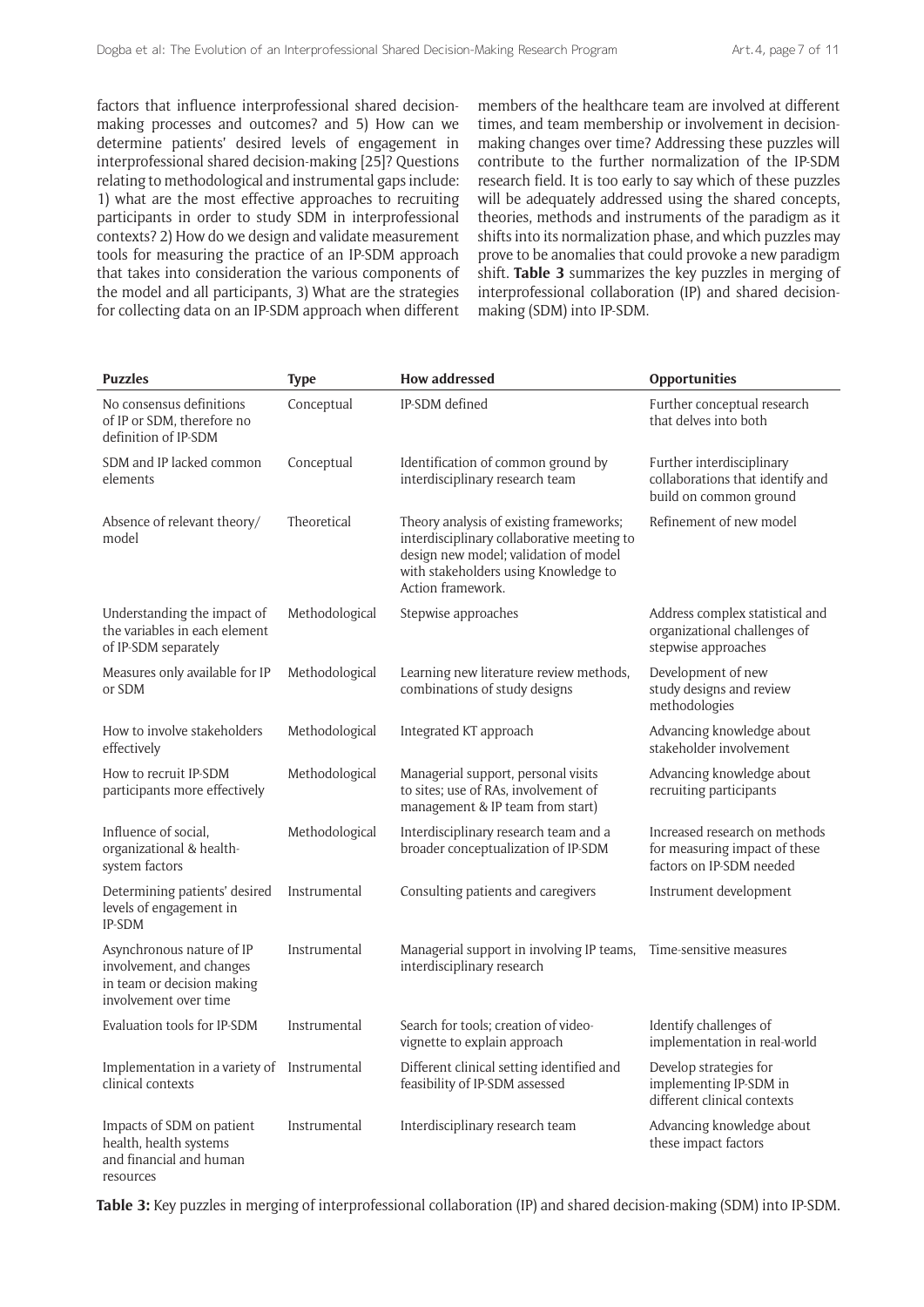factors that influence interprofessional shared decision-making processes and outcomes? and 5) How can we determine patients' desired levels of engagement in interprofessional shared decision-making [25]? Questions relating to methodological and instrumental gaps include: 1) what are the most effective approaches to recruiting participants in order to study SDM in interprofessional contexts? 2) How do we design and validate measurement tools for measuring the practice of an IP-SDM approach that takes into consideration the various components of the model and all participants, 3) What are the strategies for collecting data on an IP-SDM approach when different members of the healthcare team are involved at different times, and team membership or involvement in decision-making changes over time? Addressing these puzzles will contribute to the further normalization of the IP-SDM research field. It is too early to say which of these puzzles will be adequately addressed using the shared concepts, theories, methods and instruments of the paradigm as it shifts into its normalization phase, and which puzzles may prove to be anomalies that could provoke a new paradigm shift. **Table 3** summarizes the key puzzles in merging of interprofessional collaboration (IP) and shared decision-making (SDM) into IP-SDM.

| Puzzles | Type | How addressed | Opportunities |
|---|---|---|---|
| No consensus definitions of IP or SDM, therefore no definition of IP-SDM | Conceptual | IP-SDM defined | Further conceptual research that delves into both |
| SDM and IP lacked common elements | Conceptual | Identification of common ground by interdisciplinary research team | Further interdisciplinary collaborations that identify and build on common ground |
| Absence of relevant theory/model | Theoretical | Theory analysis of existing frameworks; interdisciplinary collaborative meeting to design new model; validation of model with stakeholders using Knowledge to Action framework. | Refinement of new model |
| Understanding the impact of the variables in each element of IP-SDM separately | Methodological | Stepwise approaches | Address complex statistical and organizational challenges of stepwise approaches |
| Measures only available for IP or SDM | Methodological | Learning new literature review methods, combinations of study designs | Development of new study designs and review methodologies |
| How to involve stakeholders effectively | Methodological | Integrated KT approach | Advancing knowledge about stakeholder involvement |
| How to recruit IP-SDM participants more effectively | Methodological | Managerial support, personal visits to sites; use of RAs, involvement of management & IP team from start) | Advancing knowledge about recruiting participants |
| Influence of social, organizational & health-system factors | Methodological | Interdisciplinary research team and a broader conceptualization of IP-SDM | Increased research on methods for measuring impact of these factors on IP-SDM needed |
| Determining patients' desired levels of engagement in IP-SDM | Instrumental | Consulting patients and caregivers | Instrument development |
| Asynchronous nature of IP involvement, and changes in team or decision making involvement over time | Instrumental | Managerial support in involving IP teams, interdisciplinary research | Time-sensitive measures |
| Evaluation tools for IP-SDM | Instrumental | Search for tools; creation of video-vignette to explain approach | Identify challenges of implementation in real-world |
| Implementation in a variety of clinical contexts | Instrumental | Different clinical setting identified and feasibility of IP-SDM assessed | Develop strategies for implementing IP-SDM in different clinical contexts |
| Impacts of SDM on patient health, health systems and financial and human resources | Instrumental | Interdisciplinary research team | Advancing knowledge about these impact factors |

**Table 3:** Key puzzles in merging of interprofessional collaboration (IP) and shared decision-making (SDM) into IP-SDM.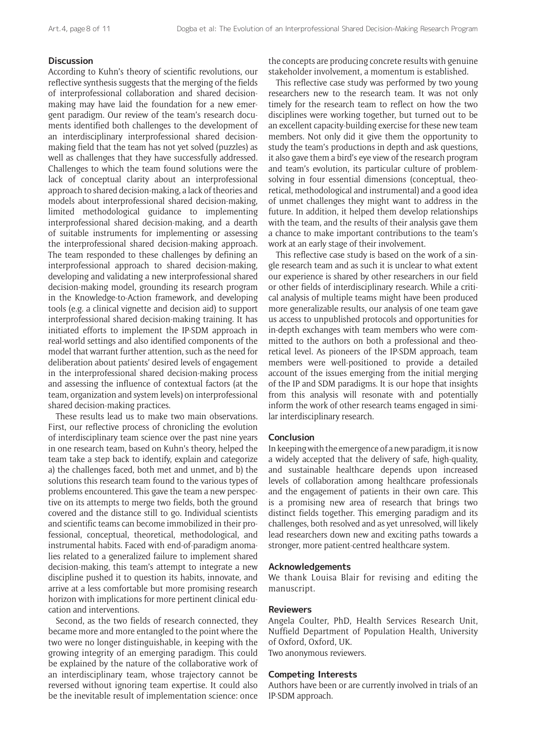## Discussion

According to Kuhn's theory of scientific revolutions, our reflective synthesis suggests that the merging of the fields of interprofessional collaboration and shared decision-making may have laid the foundation for a new emergent paradigm. Our review of the team's research documents identified both challenges to the development of an interdisciplinary interprofessional shared decision-making field that the team has not yet solved (puzzles) as well as challenges that they have successfully addressed. Challenges to which the team found solutions were the lack of conceptual clarity about an interprofessional approach to shared decision-making, a lack of theories and models about interprofessional shared decision-making, limited methodological guidance to implementing interprofessional shared decision-making, and a dearth of suitable instruments for implementing or assessing the interprofessional shared decision-making approach. The team responded to these challenges by defining an interprofessional approach to shared decision-making, developing and validating a new interprofessional shared decision-making model, grounding its research program in the Knowledge-to-Action framework, and developing tools (e.g. a clinical vignette and decision aid) to support interprofessional shared decision-making training. It has initiated efforts to implement the IP-SDM approach in real-world settings and also identified components of the model that warrant further attention, such as the need for deliberation about patients' desired levels of engagement in the interprofessional shared decision-making process and assessing the influence of contextual factors (at the team, organization and system levels) on interprofessional shared decision-making practices.

These results lead us to make two main observations. First, our reflective process of chronicling the evolution of interdisciplinary team science over the past nine years in one research team, based on Kuhn's theory, helped the team take a step back to identify, explain and categorize a) the challenges faced, both met and unmet, and b) the solutions this research team found to the various types of problems encountered. This gave the team a new perspective on its attempts to merge two fields, both the ground covered and the distance still to go. Individual scientists and scientific teams can become immobilized in their professional, conceptual, theoretical, methodological, and instrumental habits. Faced with end-of-paradigm anomalies related to a generalized failure to implement shared decision-making, this team's attempt to integrate a new discipline pushed it to question its habits, innovate, and arrive at a less comfortable but more promising research horizon with implications for more pertinent clinical education and interventions.

Second, as the two fields of research connected, they became more and more entangled to the point where the two were no longer distinguishable, in keeping with the growing integrity of an emerging paradigm. This could be explained by the nature of the collaborative work of an interdisciplinary team, whose trajectory cannot be reversed without ignoring team expertise. It could also be the inevitable result of implementation science: once the concepts are producing concrete results with genuine stakeholder involvement, a momentum is established.

This reflective case study was performed by two young researchers new to the research team. It was not only timely for the research team to reflect on how the two disciplines were working together, but turned out to be an excellent capacity-building exercise for these new team members. Not only did it give them the opportunity to study the team's productions in depth and ask questions, it also gave them a bird's eye view of the research program and team's evolution, its particular culture of problem-solving in four essential dimensions (conceptual, theoretical, methodological and instrumental) and a good idea of unmet challenges they might want to address in the future. In addition, it helped them develop relationships with the team, and the results of their analysis gave them a chance to make important contributions to the team's work at an early stage of their involvement.

This reflective case study is based on the work of a single research team and as such it is unclear to what extent our experience is shared by other researchers in our field or other fields of interdisciplinary research. While a critical analysis of multiple teams might have been produced more generalizable results, our analysis of one team gave us access to unpublished protocols and opportunities for in-depth exchanges with team members who were committed to the authors on both a professional and theoretical level. As pioneers of the IP-SDM approach, team members were well-positioned to provide a detailed account of the issues emerging from the initial merging of the IP and SDM paradigms. It is our hope that insights from this analysis will resonate with and potentially inform the work of other research teams engaged in similar interdisciplinary research.

## Conclusion

In keeping with the emergence of a new paradigm, it is now a widely accepted that the delivery of safe, high-quality, and sustainable healthcare depends upon increased levels of collaboration among healthcare professionals and the engagement of patients in their own care. This is a promising new area of research that brings two distinct fields together. This emerging paradigm and its challenges, both resolved and as yet unresolved, will likely lead researchers down new and exciting paths towards a stronger, more patient-centred healthcare system.

## Acknowledgements

We thank Louisa Blair for revising and editing the manuscript.

## Reviewers

Angela Coulter, PhD, Health Services Research Unit, Nuffield Department of Population Health, University of Oxford, Oxford, UK.
Two anonymous reviewers.

## Competing Interests

Authors have been or are currently involved in trials of an IP-SDM approach.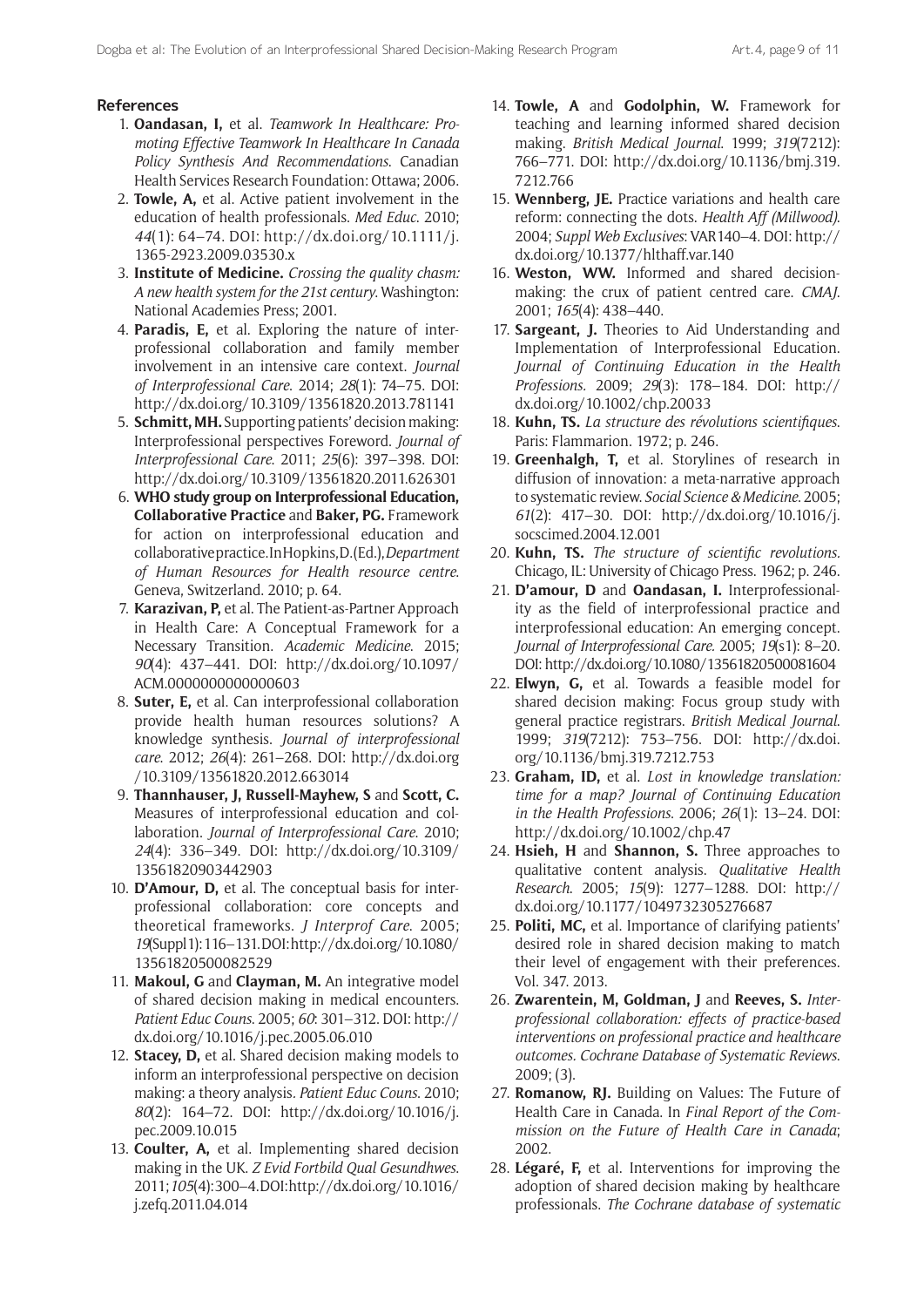## References

1. **Oandasan, I,** et al. *Teamwork In Healthcare: Promoting Effective Teamwork In Healthcare In Canada Policy Synthesis And Recommendations*. Canadian Health Services Research Foundation: Ottawa; 2006.
2. **Towle, A,** et al. Active patient involvement in the education of health professionals. *Med Educ*. 2010; *44*(1): 64–74. DOI: http://dx.doi.org/10.1111/j.1365-2923.2009.03530.x
3. **Institute of Medicine.** *Crossing the quality chasm: A new health system for the 21st century*. Washington: National Academies Press; 2001.
4. **Paradis, E,** et al. Exploring the nature of interprofessional collaboration and family member involvement in an intensive care context. *Journal of Interprofessional Care*. 2014; *28*(1): 74–75. DOI: http://dx.doi.org/10.3109/13561820.2013.781141
5. **Schmitt, MH.** Supporting patients' decision making: Interprofessional perspectives Foreword. *Journal of Interprofessional Care*. 2011; *25*(6): 397–398. DOI: http://dx.doi.org/10.3109/13561820.2011.626301
6. **WHO study group on Interprofessional Education, Collaborative Practice** and **Baker, PG.** Framework for action on interprofessional education and collaborative practice. In Hopkins, D. (Ed.), *Department of Human Resources for Health resource centre*. Geneva, Switzerland. 2010; p. 64.
7. **Karazivan, P,** et al. The Patient-as-Partner Approach in Health Care: A Conceptual Framework for a Necessary Transition. *Academic Medicine*. 2015; *90*(4): 437–441. DOI: http://dx.doi.org/10.1097/ACM.0000000000000603
8. **Suter, E,** et al. Can interprofessional collaboration provide health human resources solutions? A knowledge synthesis. *Journal of interprofessional care*. 2012; *26*(4): 261–268. DOI: http://dx.doi.org/10.3109/13561820.2012.663014
9. **Thannhauser, J, Russell-Mayhew, S** and **Scott, C.** Measures of interprofessional education and collaboration. *Journal of Interprofessional Care*. 2010; *24*(4): 336–349. DOI: http://dx.doi.org/10.3109/13561820903442903
10. **D'Amour, D,** et al. The conceptual basis for interprofessional collaboration: core concepts and theoretical frameworks. *J Interprof Care*. 2005; *19*(Suppl 1): 116–131. DOI: http://dx.doi.org/10.1080/13561820500082529
11. **Makoul, G** and **Clayman, M.** An integrative model of shared decision making in medical encounters. *Patient Educ Couns*. 2005; *60*: 301–312. DOI: http://dx.doi.org/10.1016/j.pec.2005.06.010
12. **Stacey, D,** et al. Shared decision making models to inform an interprofessional perspective on decision making: a theory analysis. *Patient Educ Couns*. 2010; *80*(2): 164–72. DOI: http://dx.doi.org/10.1016/j.pec.2009.10.015
13. **Coulter, A,** et al. Implementing shared decision making in the UK. *Z Evid Fortbild Qual Gesundhwes*. 2011; *105*(4): 300–4. DOI: http://dx.doi.org/10.1016/j.zefq.2011.04.014
14. **Towle, A** and **Godolphin, W.** Framework for teaching and learning informed shared decision making. *British Medical Journal*. 1999; *319*(7212): 766–771. DOI: http://dx.doi.org/10.1136/bmj.319.7212.766
15. **Wennberg, JE.** Practice variations and health care reform: connecting the dots. *Health Aff (Millwood)*. 2004; *Suppl Web Exclusives*: VAR140–4. DOI: http://dx.doi.org/10.1377/hlthaff.var.140
16. **Weston, WW.** Informed and shared decision-making: the crux of patient centred care. *CMAJ*. 2001; *165*(4): 438–440.
17. **Sargeant, J.** Theories to Aid Understanding and Implementation of Interprofessional Education. *Journal of Continuing Education in the Health Professions*. 2009; *29*(3): 178–184. DOI: http://dx.doi.org/10.1002/chp.20033
18. **Kuhn, TS.** *La structure des révolutions scientifiques*. Paris: Flammarion. 1972; p. 246.
19. **Greenhalgh, T,** et al. Storylines of research in diffusion of innovation: a meta-narrative approach to systematic review. *Social Science & Medicine*. 2005; *61*(2): 417–30. DOI: http://dx.doi.org/10.1016/j.socscimed.2004.12.001
20. **Kuhn, TS.** *The structure of scientific revolutions*. Chicago, IL: University of Chicago Press. 1962; p. 246.
21. **D'amour, D** and **Oandasan, I.** Interprofessionality as the field of interprofessional practice and interprofessional education: An emerging concept. *Journal of Interprofessional Care*. 2005; *19*(s1): 8–20. DOI: http://dx.doi.org/10.1080/13561820500081604
22. **Elwyn, G,** et al. Towards a feasible model for shared decision making: Focus group study with general practice registrars. *British Medical Journal*. 1999; *319*(7212): 753–756. DOI: http://dx.doi.org/10.1136/bmj.319.7212.753
23. **Graham, ID,** et al. *Lost in knowledge translation: time for a map? Journal of Continuing Education in the Health Professions*. 2006; *26*(1): 13–24. DOI: http://dx.doi.org/10.1002/chp.47
24. **Hsieh, H** and **Shannon, S.** Three approaches to qualitative content analysis. *Qualitative Health Research*. 2005; *15*(9): 1277–1288. DOI: http://dx.doi.org/10.1177/1049732305276687
25. **Politi, MC,** et al. Importance of clarifying patients' desired role in shared decision making to match their level of engagement with their preferences. Vol. 347. 2013.
26. **Zwarentein, M, Goldman, J** and **Reeves, S.** *Interprofessional collaboration: effects of practice-based interventions on professional practice and healthcare outcomes. Cochrane Database of Systematic Reviews*. 2009; (3).
27. **Romanow, RJ.** Building on Values: The Future of Health Care in Canada. In *Final Report of the Commission on the Future of Health Care in Canada*; 2002.
28. **Légaré, F,** et al. Interventions for improving the adoption of shared decision making by healthcare professionals. *The Cochrane database of systematic*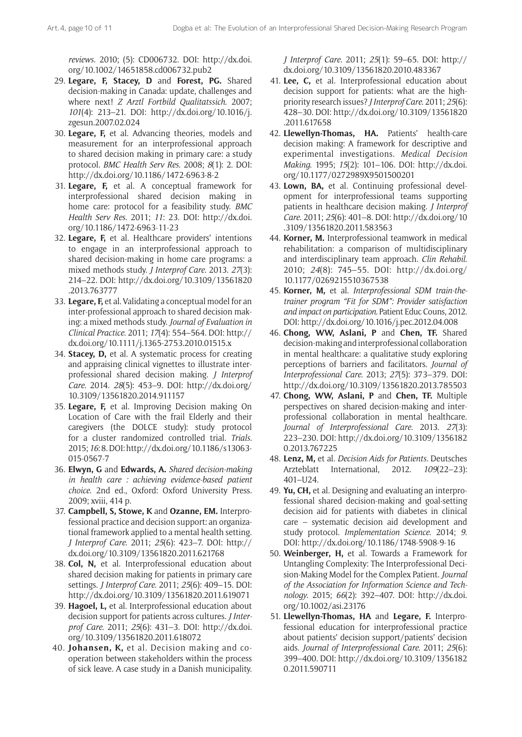*reviews*. 2010; (5): CD006732. DOI: http://dx.doi.org/10.1002/14651858.cd006732.pub2

29. **Legare, F, Stacey, D** and **Forest, PG.** Shared decision-making in Canada: update, challenges and where next! *Z Arztl Fortbild Qualitatssich*. 2007; *101*(4): 213–21. DOI: http://dx.doi.org/10.1016/j.zgesun.2007.02.024
30. **Legare, F,** et al. Advancing theories, models and measurement for an interprofessional approach to shared decision making in primary care: a study protocol. *BMC Health Serv Res*. 2008; *8*(1): 2. DOI: http://dx.doi.org/10.1186/1472-6963-8-2
31. **Legare, F,** et al. A conceptual framework for interprofessional shared decision making in home care: protocol for a feasibility study. *BMC Health Serv Res*. 2011; *11*: 23. DOI: http://dx.doi.org/10.1186/1472-6963-11-23
32. **Legare, F,** et al. Healthcare providers' intentions to engage in an interprofessional approach to shared decision-making in home care programs: a mixed methods study. *J Interprof Care*. 2013. *27*(3): 214–22. DOI: http://dx.doi.org/10.3109/13561820.2013.763777
33. **Legare, F,** et al. Validating a conceptual model for an inter-professional approach to shared decision making: a mixed methods study. *Journal of Evaluation in Clinical Practice*. 2011; *17*(4): 554–564. DOI: http://dx.doi.org/10.1111/j.1365-2753.2010.01515.x
34. **Stacey, D,** et al. A systematic process for creating and appraising clinical vignettes to illustrate interprofessional shared decision making. *J Interprof Care*. 2014. *28*(5): 453–9. DOI: http://dx.doi.org/10.3109/13561820.2014.911157
35. **Legare, F,** et al. Improving Decision making On Location of Care with the frail Elderly and their caregivers (the DOLCE study): study protocol for a cluster randomized controlled trial. *Trials*. 2015; *16*: 8. DOI: http://dx.doi.org/10.1186/s13063-015-0567-7
36. **Elwyn, G** and **Edwards, A.** *Shared decision-making in health care : achieving evidence-based patient choice*. 2nd ed., Oxford: Oxford University Press. 2009; xviii, 414 p.
37. **Campbell, S, Stowe, K** and **Ozanne, EM.** Interprofessional practice and decision support: an organizational framework applied to a mental health setting. *J Interprof Care*. 2011; *25*(6): 423–7. DOI: http://dx.doi.org/10.3109/13561820.2011.621768
38. **Col, N,** et al. Interprofessional education about shared decision making for patients in primary care settings. *J Interprof Care*. 2011; *25*(6): 409–15. DOI: http://dx.doi.org/10.3109/13561820.2011.619071
39. **Hagoel, L,** et al. Interprofessional education about decision support for patients across cultures. *J Interprof Care*. 2011; *25*(6): 431–3. DOI: http://dx.doi.org/10.3109/13561820.2011.618072
40. **Johansen, K,** et al. Decision making and cooperation between stakeholders within the process of sick leave. A case study in a Danish municipality. *J Interprof Care*. 2011; *25*(1): 59–65. DOI: http://dx.doi.org/10.3109/13561820.2010.483367
41. **Lee, C,** et al. Interprofessional education about decision support for patients: what are the high-priority research issues? *J Interprof Care*. 2011; *25*(6): 428–30. DOI: http://dx.doi.org/10.3109/13561820.2011.617658
42. **Llewellyn-Thomas, HA.** Patients' health-care decision making: A framework for descriptive and experimental investigations. *Medical Decision Making*. 1995; *15*(2): 101–106. DOI: http://dx.doi.org/10.1177/0272989X9501500201
43. **Lown, BA,** et al. Continuing professional development for interprofessional teams supporting patients in healthcare decision making. *J Interprof Care*. 2011; *25*(6): 401–8. DOI: http://dx.doi.org/10.3109/13561820.2011.583563
44. **Korner, M.** Interprofessional teamwork in medical rehabilitation: a comparison of multidisciplinary and interdisciplinary team approach. *Clin Rehabil*. 2010; *24*(8): 745–55. DOI: http://dx.doi.org/10.1177/0269215510367538
45. **Korner, M,** et al. *Interprofessional SDM train-the-trainer program "Fit for SDM": Provider satisfaction and impact on participation*. Patient Educ Couns, 2012. DOI: http://dx.doi.org/10.1016/j.pec.2012.04.008
46. **Chong, WW, Aslani, P** and **Chen, TF.** Shared decision-making and interprofessional collaboration in mental healthcare: a qualitative study exploring perceptions of barriers and facilitators. *Journal of Interprofessional Care*. 2013; *27*(5): 373–379. DOI: http://dx.doi.org/10.3109/13561820.2013.785503
47. **Chong, WW, Aslani, P** and **Chen, TF.** Multiple perspectives on shared decision-making and interprofessional collaboration in mental healthcare. *Journal of Interprofessional Care*. 2013. *27*(3): 223–230. DOI: http://dx.doi.org/10.3109/13561820.2013.767225
48. **Lenz, M,** et al. *Decision Aids for Patients*. Deutsches Arzteblatt International, 2012. *109*(22–23): 401–U24.
49. **Yu, CH,** et al. Designing and evaluating an interprofessional shared decision-making and goal-setting decision aid for patients with diabetes in clinical care – systematic decision aid development and study protocol. *Implementation Science*. 2014; *9*. DOI: http://dx.doi.org/10.1186/1748-5908-9-16
50. **Weinberger, H,** et al. Towards a Framework for Untangling Complexity: The Interprofessional Decision-Making Model for the Complex Patient. *Journal of the Association for Information Science and Technology*. 2015; *66*(2): 392–407. DOI: http://dx.doi.org/10.1002/asi.23176
51. **Llewellyn-Thomas, HA** and **Legare, F.** Interprofessional education for interprofessional practice about patients' decision support/patients' decision aids. *Journal of Interprofessional Care*. 2011; *25*(6): 399–400. DOI: http://dx.doi.org/10.3109/13561820.2011.590711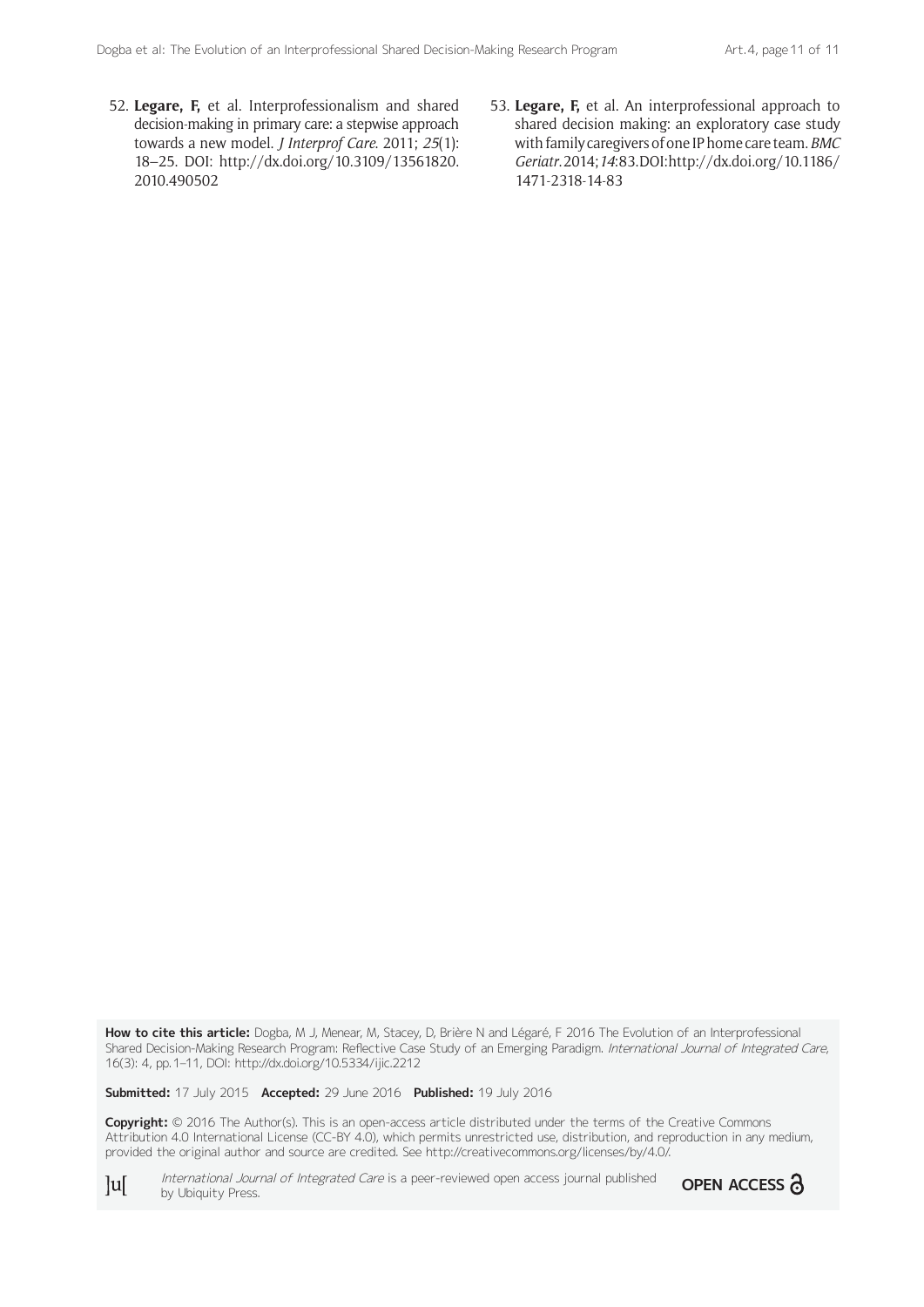52. **Legare, F,** et al. Interprofessionalism and shared decision-making in primary care: a stepwise approach towards a new model. *J Interprof Care*. 2011; *25*(1): 18–25. DOI: http://dx.doi.org/10.3109/13561820.2010.490502

53. **Legare, F,** et al. An interprofessional approach to shared decision making: an exploratory case study with family caregivers of one IP home care team. *BMC Geriatr*. 2014; *14*:83. DOI: http://dx.doi.org/10.1186/1471-2318-14-83

**How to cite this article:** Dogba, M J, Menear, M, Stacey, D, Brière N and Légaré, F 2016 The Evolution of an Interprofessional Shared Decision-Making Research Program: Reflective Case Study of an Emerging Paradigm. *International Journal of Integrated Care*, 16(3): 4, pp. 1–11, DOI: http://dx.doi.org/10.5334/ijic.2212

**Submitted:** 17 July 2015 **Accepted:** 29 June 2016 **Published:** 19 July 2016

**Copyright:** © 2016 The Author(s). This is an open-access article distributed under the terms of the Creative Commons Attribution 4.0 International License (CC-BY 4.0), which permits unrestricted use, distribution, and reproduction in any medium, provided the original author and source are credited. See http://creativecommons.org/licenses/by/4.0/.

*International Journal of Integrated Care* is a peer-reviewed open access journal published by Ubiquity Press.

**OPEN ACCESS**